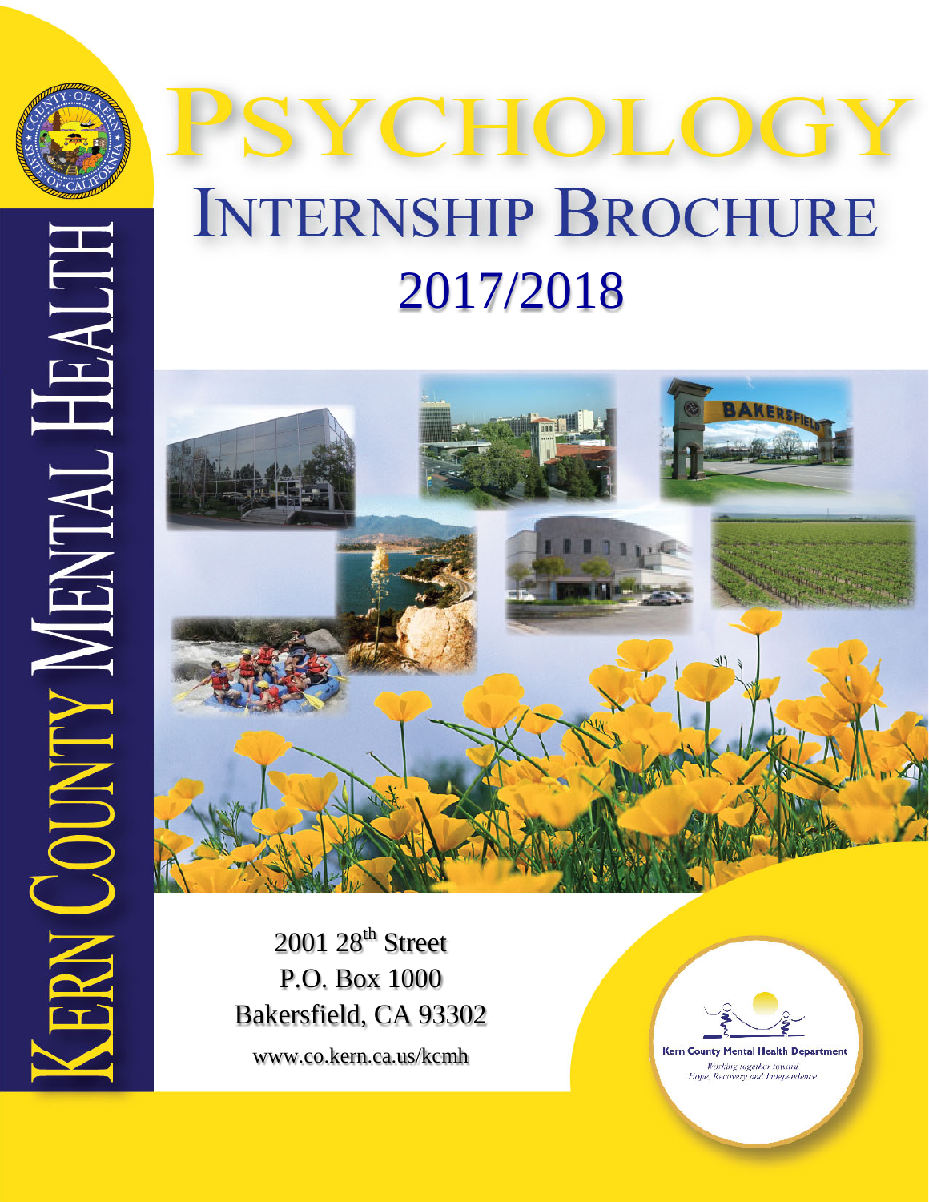# Kern County Mental Health

# Psychology Internship Brochure

## 2017/2018

2001 28th Street
P.O. Box 1000
Bakersfield, CA 93302

www.co.kern.ca.us/kcmh

Kern County Mental Health Department

*Working together toward Hope, Recovery and Independence*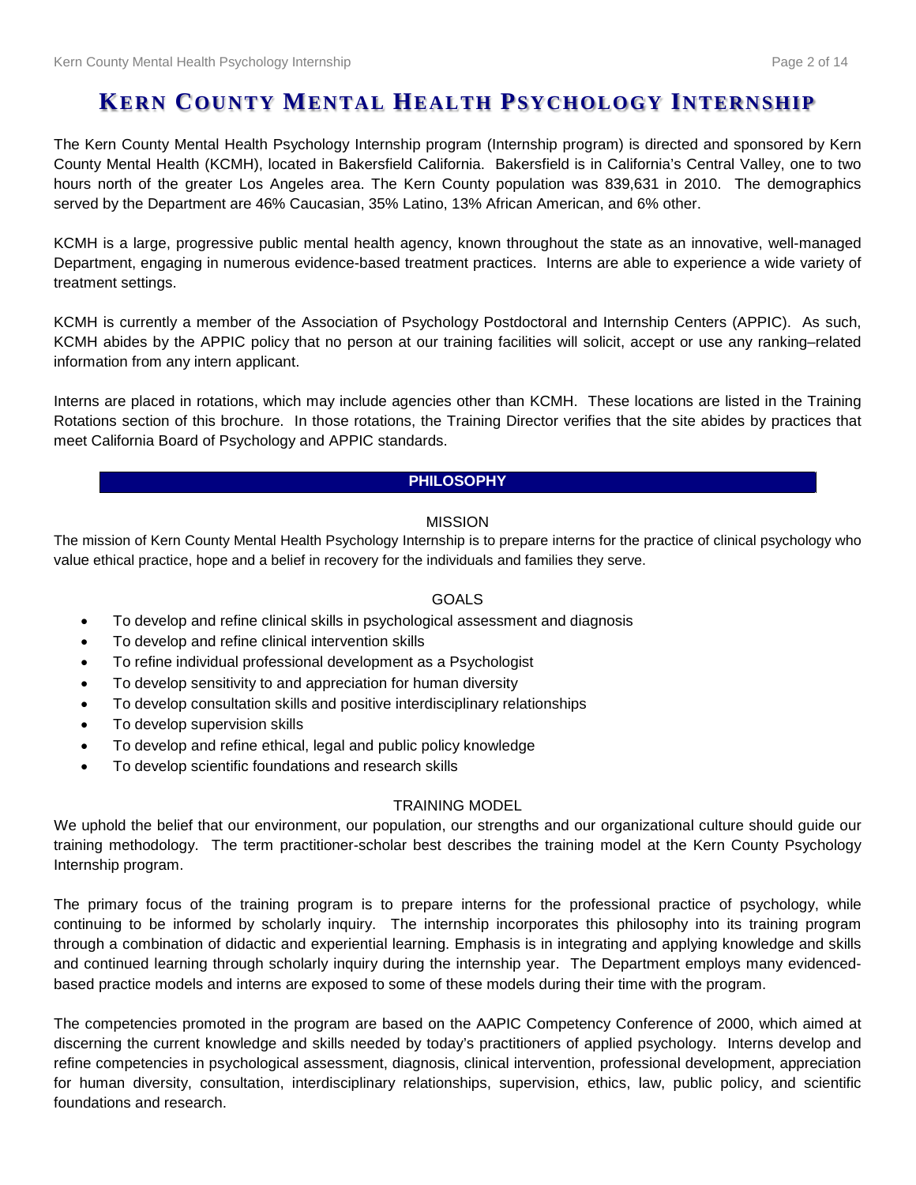# Kern County Mental Health Psychology Internship

The Kern County Mental Health Psychology Internship program (Internship program) is directed and sponsored by Kern County Mental Health (KCMH), located in Bakersfield California. Bakersfield is in California's Central Valley, one to two hours north of the greater Los Angeles area. The Kern County population was 839,631 in 2010. The demographics served by the Department are 46% Caucasian, 35% Latino, 13% African American, and 6% other.

KCMH is a large, progressive public mental health agency, known throughout the state as an innovative, well-managed Department, engaging in numerous evidence-based treatment practices. Interns are able to experience a wide variety of treatment settings.

KCMH is currently a member of the Association of Psychology Postdoctoral and Internship Centers (APPIC). As such, KCMH abides by the APPIC policy that no person at our training facilities will solicit, accept or use any ranking–related information from any intern applicant.

Interns are placed in rotations, which may include agencies other than KCMH. These locations are listed in the Training Rotations section of this brochure. In those rotations, the Training Director verifies that the site abides by practices that meet California Board of Psychology and APPIC standards.

## PHILOSOPHY

### MISSION

The mission of Kern County Mental Health Psychology Internship is to prepare interns for the practice of clinical psychology who value ethical practice, hope and a belief in recovery for the individuals and families they serve.

### GOALS

- To develop and refine clinical skills in psychological assessment and diagnosis
- To develop and refine clinical intervention skills
- To refine individual professional development as a Psychologist
- To develop sensitivity to and appreciation for human diversity
- To develop consultation skills and positive interdisciplinary relationships
- To develop supervision skills
- To develop and refine ethical, legal and public policy knowledge
- To develop scientific foundations and research skills

### TRAINING MODEL

We uphold the belief that our environment, our population, our strengths and our organizational culture should guide our training methodology. The term practitioner-scholar best describes the training model at the Kern County Psychology Internship program.

The primary focus of the training program is to prepare interns for the professional practice of psychology, while continuing to be informed by scholarly inquiry. The internship incorporates this philosophy into its training program through a combination of didactic and experiential learning. Emphasis is in integrating and applying knowledge and skills and continued learning through scholarly inquiry during the internship year. The Department employs many evidenced-based practice models and interns are exposed to some of these models during their time with the program.

The competencies promoted in the program are based on the AAPIC Competency Conference of 2000, which aimed at discerning the current knowledge and skills needed by today's practitioners of applied psychology. Interns develop and refine competencies in psychological assessment, diagnosis, clinical intervention, professional development, appreciation for human diversity, consultation, interdisciplinary relationships, supervision, ethics, law, public policy, and scientific foundations and research.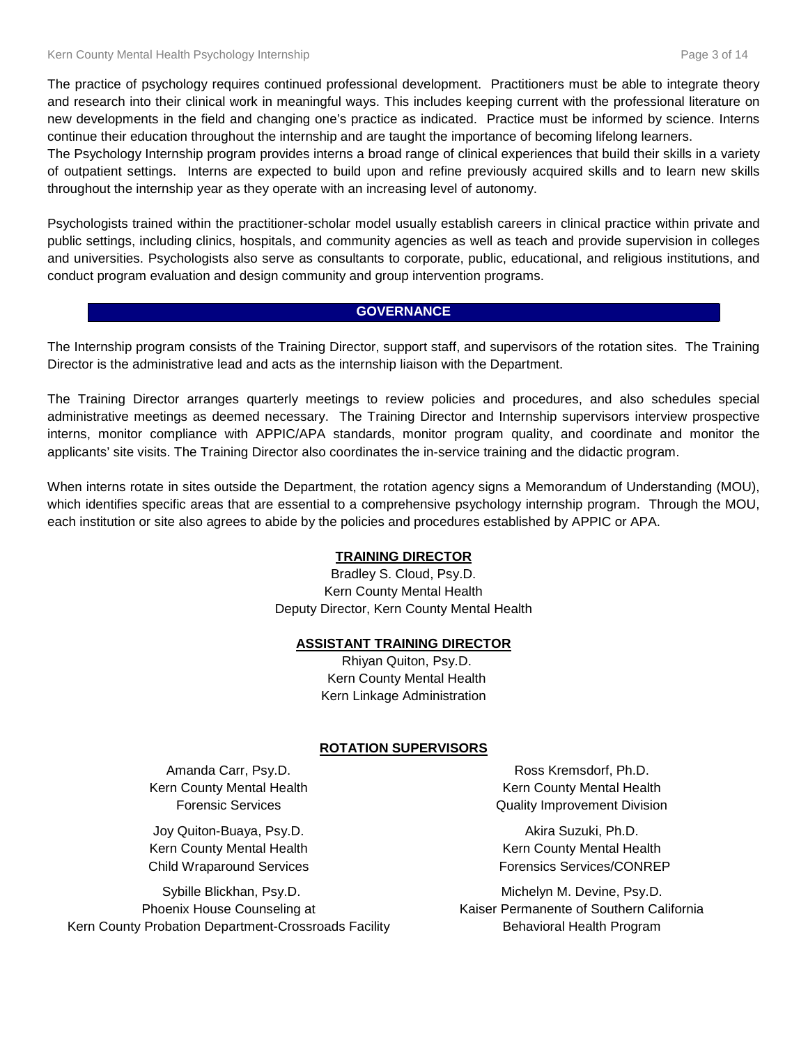The practice of psychology requires continued professional development. Practitioners must be able to integrate theory and research into their clinical work in meaningful ways. This includes keeping current with the professional literature on new developments in the field and changing one's practice as indicated. Practice must be informed by science. Interns continue their education throughout the internship and are taught the importance of becoming lifelong learners.
The Psychology Internship program provides interns a broad range of clinical experiences that build their skills in a variety of outpatient settings. Interns are expected to build upon and refine previously acquired skills and to learn new skills throughout the internship year as they operate with an increasing level of autonomy.

Psychologists trained within the practitioner-scholar model usually establish careers in clinical practice within private and public settings, including clinics, hospitals, and community agencies as well as teach and provide supervision in colleges and universities. Psychologists also serve as consultants to corporate, public, educational, and religious institutions, and conduct program evaluation and design community and group intervention programs.

## GOVERNANCE

The Internship program consists of the Training Director, support staff, and supervisors of the rotation sites. The Training Director is the administrative lead and acts as the internship liaison with the Department.

The Training Director arranges quarterly meetings to review policies and procedures, and also schedules special administrative meetings as deemed necessary. The Training Director and Internship supervisors interview prospective interns, monitor compliance with APPIC/APA standards, monitor program quality, and coordinate and monitor the applicants' site visits. The Training Director also coordinates the in-service training and the didactic program.

When interns rotate in sites outside the Department, the rotation agency signs a Memorandum of Understanding (MOU), which identifies specific areas that are essential to a comprehensive psychology internship program. Through the MOU, each institution or site also agrees to abide by the policies and procedures established by APPIC or APA.

### TRAINING DIRECTOR

Bradley S. Cloud, Psy.D.
Kern County Mental Health
Deputy Director, Kern County Mental Health

### ASSISTANT TRAINING DIRECTOR

Rhiyan Quiton, Psy.D.
Kern County Mental Health
Kern Linkage Administration

### ROTATION SUPERVISORS

Amanda Carr, Psy.D.
Kern County Mental Health
Forensic Services

Joy Quiton-Buaya, Psy.D.
Kern County Mental Health
Child Wraparound Services

Sybille Blickhan, Psy.D.
Phoenix House Counseling at
Kern County Probation Department-Crossroads Facility

Ross Kremsdorf, Ph.D.
Kern County Mental Health
Quality Improvement Division

Akira Suzuki, Ph.D.
Kern County Mental Health
Forensics Services/CONREP

Michelyn M. Devine, Psy.D.
Kaiser Permanente of Southern California
Behavioral Health Program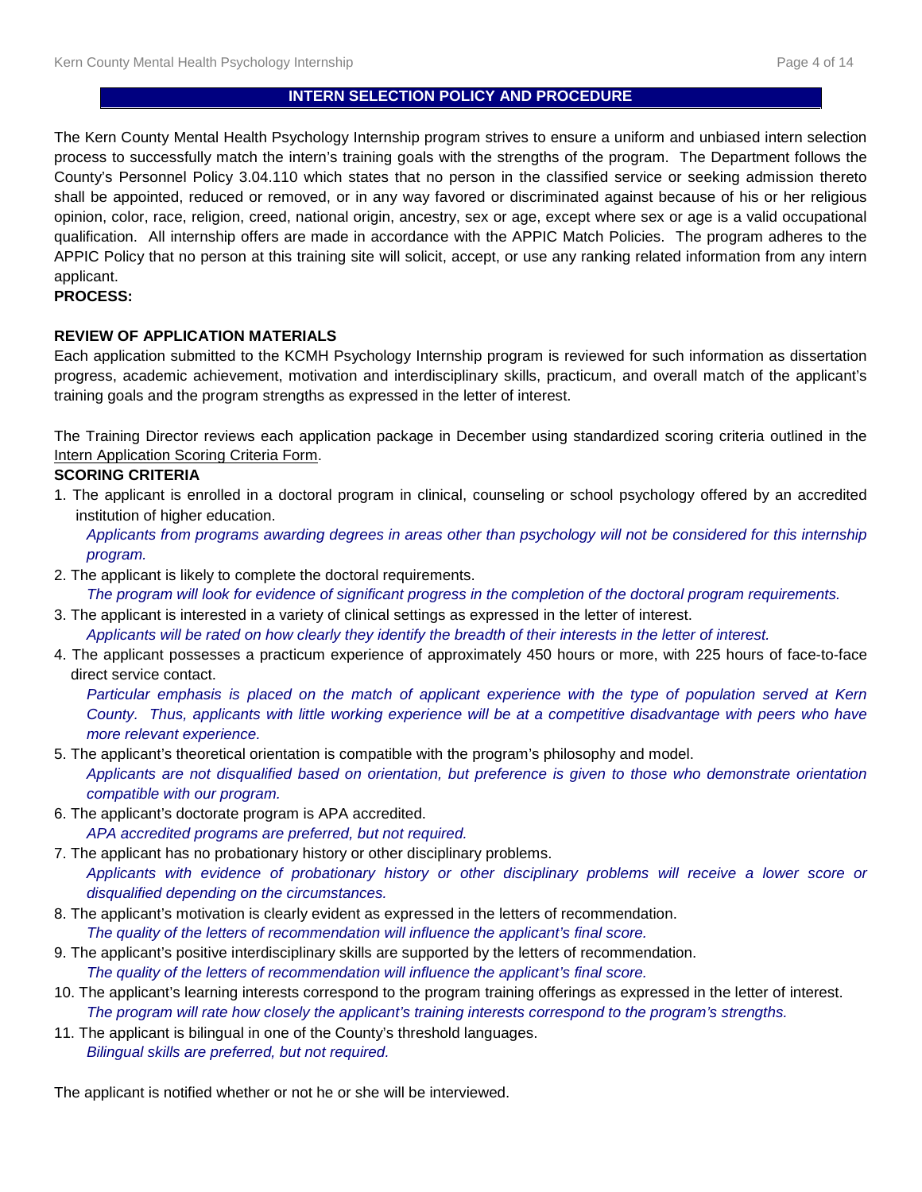## INTERN SELECTION POLICY AND PROCEDURE

The Kern County Mental Health Psychology Internship program strives to ensure a uniform and unbiased intern selection process to successfully match the intern's training goals with the strengths of the program. The Department follows the County's Personnel Policy 3.04.110 which states that no person in the classified service or seeking admission thereto shall be appointed, reduced or removed, or in any way favored or discriminated against because of his or her religious opinion, color, race, religion, creed, national origin, ancestry, sex or age, except where sex or age is a valid occupational qualification. All internship offers are made in accordance with the APPIC Match Policies. The program adheres to the APPIC Policy that no person at this training site will solicit, accept, or use any ranking related information from any intern applicant.

**PROCESS:**

**REVIEW OF APPLICATION MATERIALS**

Each application submitted to the KCMH Psychology Internship program is reviewed for such information as dissertation progress, academic achievement, motivation and interdisciplinary skills, practicum, and overall match of the applicant's training goals and the program strengths as expressed in the letter of interest.

The Training Director reviews each application package in December using standardized scoring criteria outlined in the Intern Application Scoring Criteria Form.

**SCORING CRITERIA**

1. The applicant is enrolled in a doctoral program in clinical, counseling or school psychology offered by an accredited institution of higher education.
   *Applicants from programs awarding degrees in areas other than psychology will not be considered for this internship program.*
2. The applicant is likely to complete the doctoral requirements.
   *The program will look for evidence of significant progress in the completion of the doctoral program requirements.*
3. The applicant is interested in a variety of clinical settings as expressed in the letter of interest.
   *Applicants will be rated on how clearly they identify the breadth of their interests in the letter of interest.*
4. The applicant possesses a practicum experience of approximately 450 hours or more, with 225 hours of face-to-face direct service contact.
   *Particular emphasis is placed on the match of applicant experience with the type of population served at Kern County. Thus, applicants with little working experience will be at a competitive disadvantage with peers who have more relevant experience.*
5. The applicant's theoretical orientation is compatible with the program's philosophy and model.
   *Applicants are not disqualified based on orientation, but preference is given to those who demonstrate orientation compatible with our program.*
6. The applicant's doctorate program is APA accredited.
   *APA accredited programs are preferred, but not required.*
7. The applicant has no probationary history or other disciplinary problems.
   *Applicants with evidence of probationary history or other disciplinary problems will receive a lower score or disqualified depending on the circumstances.*
8. The applicant's motivation is clearly evident as expressed in the letters of recommendation.
   *The quality of the letters of recommendation will influence the applicant's final score.*
9. The applicant's positive interdisciplinary skills are supported by the letters of recommendation.
   *The quality of the letters of recommendation will influence the applicant's final score.*
10. The applicant's learning interests correspond to the program training offerings as expressed in the letter of interest.
    *The program will rate how closely the applicant's training interests correspond to the program's strengths.*
11. The applicant is bilingual in one of the County's threshold languages.
    *Bilingual skills are preferred, but not required.*

The applicant is notified whether or not he or she will be interviewed.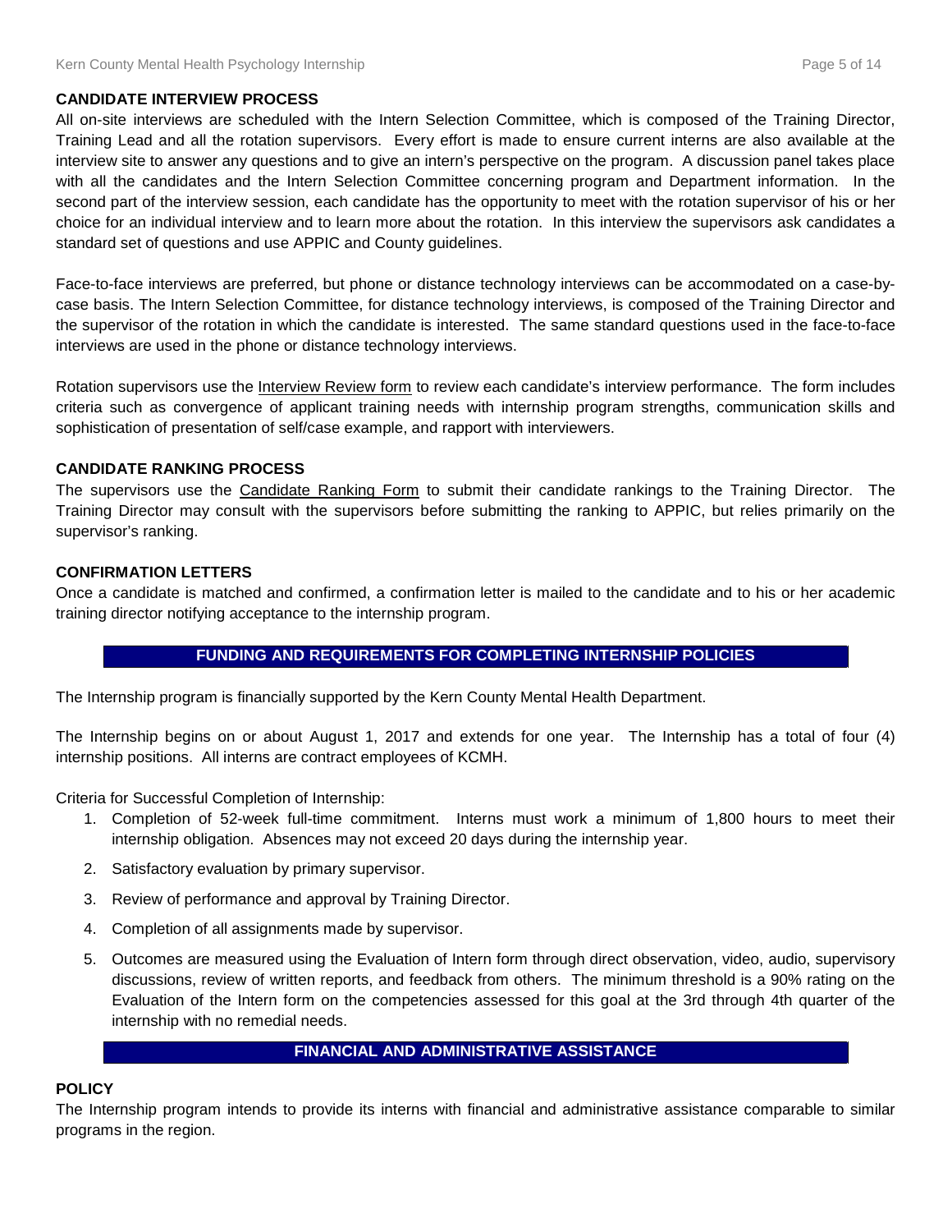**CANDIDATE INTERVIEW PROCESS**

All on-site interviews are scheduled with the Intern Selection Committee, which is composed of the Training Director, Training Lead and all the rotation supervisors. Every effort is made to ensure current interns are also available at the interview site to answer any questions and to give an intern's perspective on the program. A discussion panel takes place with all the candidates and the Intern Selection Committee concerning program and Department information. In the second part of the interview session, each candidate has the opportunity to meet with the rotation supervisor of his or her choice for an individual interview and to learn more about the rotation. In this interview the supervisors ask candidates a standard set of questions and use APPIC and County guidelines.

Face-to-face interviews are preferred, but phone or distance technology interviews can be accommodated on a case-by-case basis. The Intern Selection Committee, for distance technology interviews, is composed of the Training Director and the supervisor of the rotation in which the candidate is interested. The same standard questions used in the face-to-face interviews are used in the phone or distance technology interviews.

Rotation supervisors use the Interview Review form to review each candidate's interview performance. The form includes criteria such as convergence of applicant training needs with internship program strengths, communication skills and sophistication of presentation of self/case example, and rapport with interviewers.

**CANDIDATE RANKING PROCESS**

The supervisors use the Candidate Ranking Form to submit their candidate rankings to the Training Director. The Training Director may consult with the supervisors before submitting the ranking to APPIC, but relies primarily on the supervisor's ranking.

**CONFIRMATION LETTERS**

Once a candidate is matched and confirmed, a confirmation letter is mailed to the candidate and to his or her academic training director notifying acceptance to the internship program.

## FUNDING AND REQUIREMENTS FOR COMPLETING INTERNSHIP POLICIES

The Internship program is financially supported by the Kern County Mental Health Department.

The Internship begins on or about August 1, 2017 and extends for one year. The Internship has a total of four (4) internship positions. All interns are contract employees of KCMH.

Criteria for Successful Completion of Internship:

1. Completion of 52-week full-time commitment. Interns must work a minimum of 1,800 hours to meet their internship obligation. Absences may not exceed 20 days during the internship year.
2. Satisfactory evaluation by primary supervisor.
3. Review of performance and approval by Training Director.
4. Completion of all assignments made by supervisor.
5. Outcomes are measured using the Evaluation of Intern form through direct observation, video, audio, supervisory discussions, review of written reports, and feedback from others. The minimum threshold is a 90% rating on the Evaluation of the Intern form on the competencies assessed for this goal at the 3rd through 4th quarter of the internship with no remedial needs.

## FINANCIAL AND ADMINISTRATIVE ASSISTANCE

**POLICY**

The Internship program intends to provide its interns with financial and administrative assistance comparable to similar programs in the region.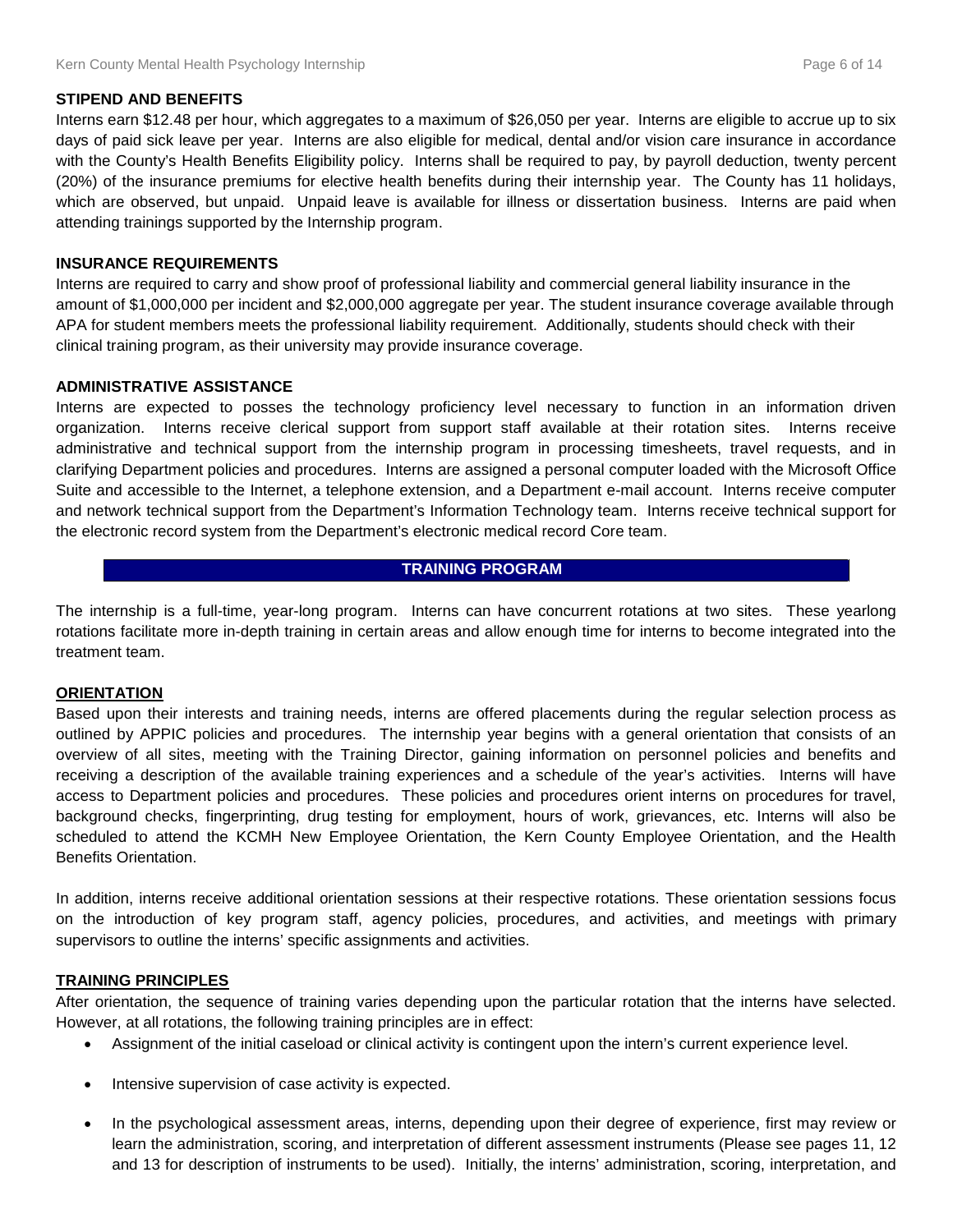**STIPEND AND BENEFITS**

Interns earn $12.48 per hour, which aggregates to a maximum of $26,050 per year. Interns are eligible to accrue up to six days of paid sick leave per year. Interns are also eligible for medical, dental and/or vision care insurance in accordance with the County's Health Benefits Eligibility policy. Interns shall be required to pay, by payroll deduction, twenty percent (20%) of the insurance premiums for elective health benefits during their internship year. The County has 11 holidays, which are observed, but unpaid. Unpaid leave is available for illness or dissertation business. Interns are paid when attending trainings supported by the Internship program.

**INSURANCE REQUIREMENTS**

Interns are required to carry and show proof of professional liability and commercial general liability insurance in the amount of $1,000,000 per incident and $2,000,000 aggregate per year. The student insurance coverage available through APA for student members meets the professional liability requirement. Additionally, students should check with their clinical training program, as their university may provide insurance coverage.

**ADMINISTRATIVE ASSISTANCE**

Interns are expected to posses the technology proficiency level necessary to function in an information driven organization. Interns receive clerical support from support staff available at their rotation sites. Interns receive administrative and technical support from the internship program in processing timesheets, travel requests, and in clarifying Department policies and procedures. Interns are assigned a personal computer loaded with the Microsoft Office Suite and accessible to the Internet, a telephone extension, and a Department e-mail account. Interns receive computer and network technical support from the Department's Information Technology team. Interns receive technical support for the electronic record system from the Department's electronic medical record Core team.

## TRAINING PROGRAM

The internship is a full-time, year-long program. Interns can have concurrent rotations at two sites. These yearlong rotations facilitate more in-depth training in certain areas and allow enough time for interns to become integrated into the treatment team.

**ORIENTATION**

Based upon their interests and training needs, interns are offered placements during the regular selection process as outlined by APPIC policies and procedures. The internship year begins with a general orientation that consists of an overview of all sites, meeting with the Training Director, gaining information on personnel policies and benefits and receiving a description of the available training experiences and a schedule of the year's activities. Interns will have access to Department policies and procedures. These policies and procedures orient interns on procedures for travel, background checks, fingerprinting, drug testing for employment, hours of work, grievances, etc. Interns will also be scheduled to attend the KCMH New Employee Orientation, the Kern County Employee Orientation, and the Health Benefits Orientation.

In addition, interns receive additional orientation sessions at their respective rotations. These orientation sessions focus on the introduction of key program staff, agency policies, procedures, and activities, and meetings with primary supervisors to outline the interns' specific assignments and activities.

**TRAINING PRINCIPLES**

After orientation, the sequence of training varies depending upon the particular rotation that the interns have selected. However, at all rotations, the following training principles are in effect:

- Assignment of the initial caseload or clinical activity is contingent upon the intern's current experience level.
- Intensive supervision of case activity is expected.
- In the psychological assessment areas, interns, depending upon their degree of experience, first may review or learn the administration, scoring, and interpretation of different assessment instruments (Please see pages 11, 12 and 13 for description of instruments to be used). Initially, the interns' administration, scoring, interpretation, and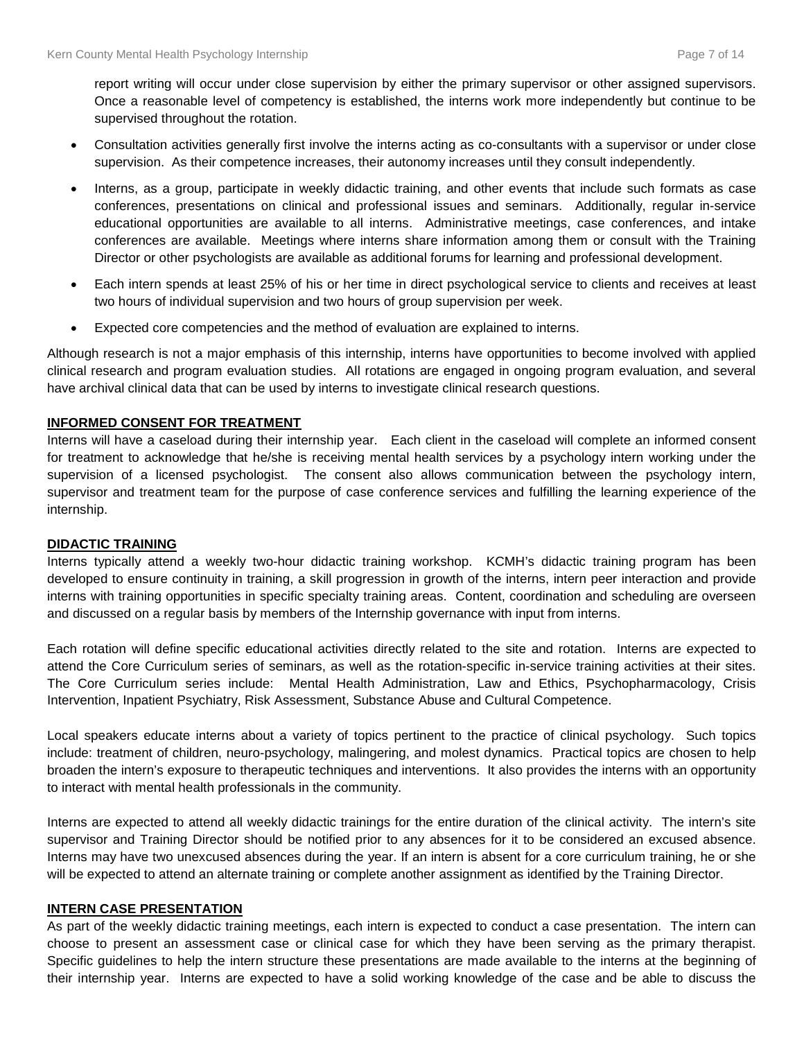report writing will occur under close supervision by either the primary supervisor or other assigned supervisors. Once a reasonable level of competency is established, the interns work more independently but continue to be supervised throughout the rotation.

- Consultation activities generally first involve the interns acting as co-consultants with a supervisor or under close supervision. As their competence increases, their autonomy increases until they consult independently.
- Interns, as a group, participate in weekly didactic training, and other events that include such formats as case conferences, presentations on clinical and professional issues and seminars. Additionally, regular in-service educational opportunities are available to all interns. Administrative meetings, case conferences, and intake conferences are available. Meetings where interns share information among them or consult with the Training Director or other psychologists are available as additional forums for learning and professional development.
- Each intern spends at least 25% of his or her time in direct psychological service to clients and receives at least two hours of individual supervision and two hours of group supervision per week.
- Expected core competencies and the method of evaluation are explained to interns.

Although research is not a major emphasis of this internship, interns have opportunities to become involved with applied clinical research and program evaluation studies. All rotations are engaged in ongoing program evaluation, and several have archival clinical data that can be used by interns to investigate clinical research questions.

## INFORMED CONSENT FOR TREATMENT

Interns will have a caseload during their internship year. Each client in the caseload will complete an informed consent for treatment to acknowledge that he/she is receiving mental health services by a psychology intern working under the supervision of a licensed psychologist. The consent also allows communication between the psychology intern, supervisor and treatment team for the purpose of case conference services and fulfilling the learning experience of the internship.

## DIDACTIC TRAINING

Interns typically attend a weekly two-hour didactic training workshop. KCMH's didactic training program has been developed to ensure continuity in training, a skill progression in growth of the interns, intern peer interaction and provide interns with training opportunities in specific specialty training areas. Content, coordination and scheduling are overseen and discussed on a regular basis by members of the Internship governance with input from interns.

Each rotation will define specific educational activities directly related to the site and rotation. Interns are expected to attend the Core Curriculum series of seminars, as well as the rotation-specific in-service training activities at their sites. The Core Curriculum series include: Mental Health Administration, Law and Ethics, Psychopharmacology, Crisis Intervention, Inpatient Psychiatry, Risk Assessment, Substance Abuse and Cultural Competence.

Local speakers educate interns about a variety of topics pertinent to the practice of clinical psychology. Such topics include: treatment of children, neuro-psychology, malingering, and molest dynamics. Practical topics are chosen to help broaden the intern's exposure to therapeutic techniques and interventions. It also provides the interns with an opportunity to interact with mental health professionals in the community.

Interns are expected to attend all weekly didactic trainings for the entire duration of the clinical activity. The intern's site supervisor and Training Director should be notified prior to any absences for it to be considered an excused absence. Interns may have two unexcused absences during the year. If an intern is absent for a core curriculum training, he or she will be expected to attend an alternate training or complete another assignment as identified by the Training Director.

## INTERN CASE PRESENTATION

As part of the weekly didactic training meetings, each intern is expected to conduct a case presentation. The intern can choose to present an assessment case or clinical case for which they have been serving as the primary therapist. Specific guidelines to help the intern structure these presentations are made available to the interns at the beginning of their internship year. Interns are expected to have a solid working knowledge of the case and be able to discuss the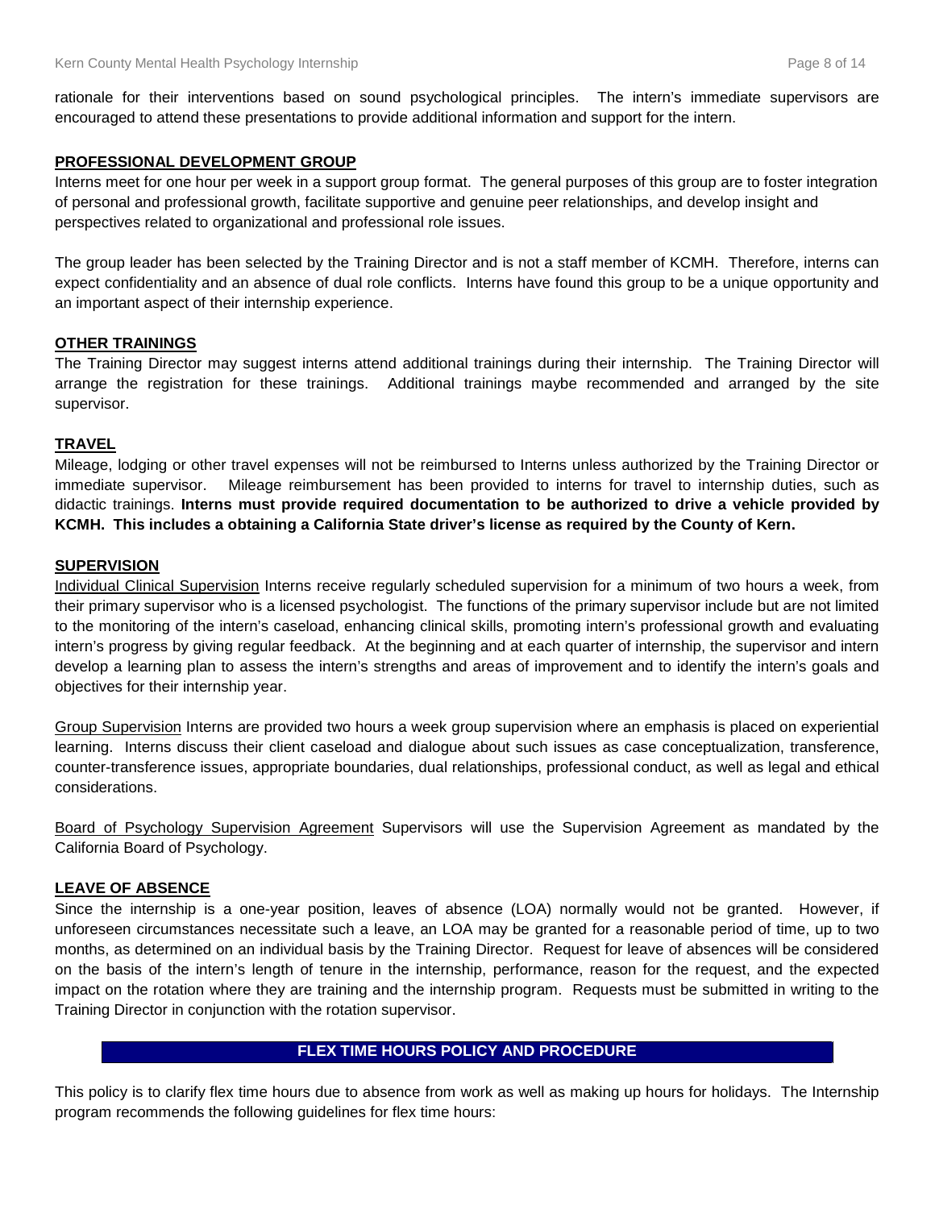rationale for their interventions based on sound psychological principles. The intern's immediate supervisors are encouraged to attend these presentations to provide additional information and support for the intern.

## PROFESSIONAL DEVELOPMENT GROUP

Interns meet for one hour per week in a support group format. The general purposes of this group are to foster integration of personal and professional growth, facilitate supportive and genuine peer relationships, and develop insight and perspectives related to organizational and professional role issues.

The group leader has been selected by the Training Director and is not a staff member of KCMH. Therefore, interns can expect confidentiality and an absence of dual role conflicts. Interns have found this group to be a unique opportunity and an important aspect of their internship experience.

## OTHER TRAININGS

The Training Director may suggest interns attend additional trainings during their internship. The Training Director will arrange the registration for these trainings. Additional trainings maybe recommended and arranged by the site supervisor.

## TRAVEL

Mileage, lodging or other travel expenses will not be reimbursed to Interns unless authorized by the Training Director or immediate supervisor. Mileage reimbursement has been provided to interns for travel to internship duties, such as didactic trainings. **Interns must provide required documentation to be authorized to drive a vehicle provided by KCMH. This includes a obtaining a California State driver's license as required by the County of Kern.**

## SUPERVISION

Individual Clinical Supervision Interns receive regularly scheduled supervision for a minimum of two hours a week, from their primary supervisor who is a licensed psychologist. The functions of the primary supervisor include but are not limited to the monitoring of the intern's caseload, enhancing clinical skills, promoting intern's professional growth and evaluating intern's progress by giving regular feedback. At the beginning and at each quarter of internship, the supervisor and intern develop a learning plan to assess the intern's strengths and areas of improvement and to identify the intern's goals and objectives for their internship year.

Group Supervision Interns are provided two hours a week group supervision where an emphasis is placed on experiential learning. Interns discuss their client caseload and dialogue about such issues as case conceptualization, transference, counter-transference issues, appropriate boundaries, dual relationships, professional conduct, as well as legal and ethical considerations.

Board of Psychology Supervision Agreement Supervisors will use the Supervision Agreement as mandated by the California Board of Psychology.

## LEAVE OF ABSENCE

Since the internship is a one-year position, leaves of absence (LOA) normally would not be granted. However, if unforeseen circumstances necessitate such a leave, an LOA may be granted for a reasonable period of time, up to two months, as determined on an individual basis by the Training Director. Request for leave of absences will be considered on the basis of the intern's length of tenure in the internship, performance, reason for the request, and the expected impact on the rotation where they are training and the internship program. Requests must be submitted in writing to the Training Director in conjunction with the rotation supervisor.

## FLEX TIME HOURS POLICY AND PROCEDURE

This policy is to clarify flex time hours due to absence from work as well as making up hours for holidays. The Internship program recommends the following guidelines for flex time hours: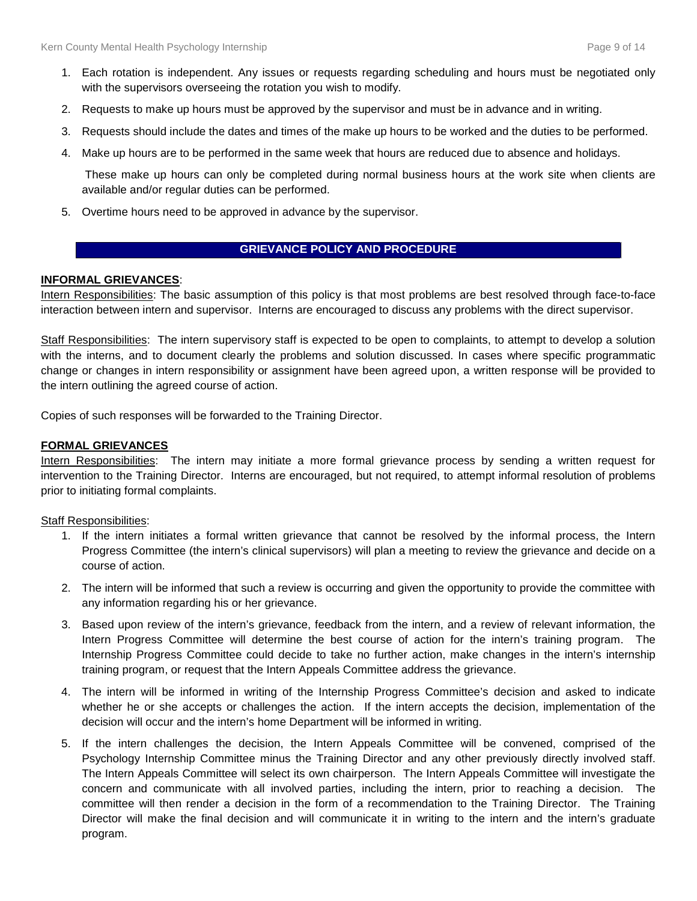1. Each rotation is independent. Any issues or requests regarding scheduling and hours must be negotiated only with the supervisors overseeing the rotation you wish to modify.
2. Requests to make up hours must be approved by the supervisor and must be in advance and in writing.
3. Requests should include the dates and times of the make up hours to be worked and the duties to be performed.
4. Make up hours are to be performed in the same week that hours are reduced due to absence and holidays.

   These make up hours can only be completed during normal business hours at the work site when clients are available and/or regular duties can be performed.
5. Overtime hours need to be approved in advance by the supervisor.

## GRIEVANCE POLICY AND PROCEDURE

### INFORMAL GRIEVANCES:

Intern Responsibilities: The basic assumption of this policy is that most problems are best resolved through face-to-face interaction between intern and supervisor. Interns are encouraged to discuss any problems with the direct supervisor.

Staff Responsibilities: The intern supervisory staff is expected to be open to complaints, to attempt to develop a solution with the interns, and to document clearly the problems and solution discussed. In cases where specific programmatic change or changes in intern responsibility or assignment have been agreed upon, a written response will be provided to the intern outlining the agreed course of action.

Copies of such responses will be forwarded to the Training Director.

### FORMAL GRIEVANCES

Intern Responsibilities: The intern may initiate a more formal grievance process by sending a written request for intervention to the Training Director. Interns are encouraged, but not required, to attempt informal resolution of problems prior to initiating formal complaints.

Staff Responsibilities:

1. If the intern initiates a formal written grievance that cannot be resolved by the informal process, the Intern Progress Committee (the intern's clinical supervisors) will plan a meeting to review the grievance and decide on a course of action.
2. The intern will be informed that such a review is occurring and given the opportunity to provide the committee with any information regarding his or her grievance.
3. Based upon review of the intern's grievance, feedback from the intern, and a review of relevant information, the Intern Progress Committee will determine the best course of action for the intern's training program. The Internship Progress Committee could decide to take no further action, make changes in the intern's internship training program, or request that the Intern Appeals Committee address the grievance.
4. The intern will be informed in writing of the Internship Progress Committee's decision and asked to indicate whether he or she accepts or challenges the action. If the intern accepts the decision, implementation of the decision will occur and the intern's home Department will be informed in writing.
5. If the intern challenges the decision, the Intern Appeals Committee will be convened, comprised of the Psychology Internship Committee minus the Training Director and any other previously directly involved staff. The Intern Appeals Committee will select its own chairperson. The Intern Appeals Committee will investigate the concern and communicate with all involved parties, including the intern, prior to reaching a decision. The committee will then render a decision in the form of a recommendation to the Training Director. The Training Director will make the final decision and will communicate it in writing to the intern and the intern's graduate program.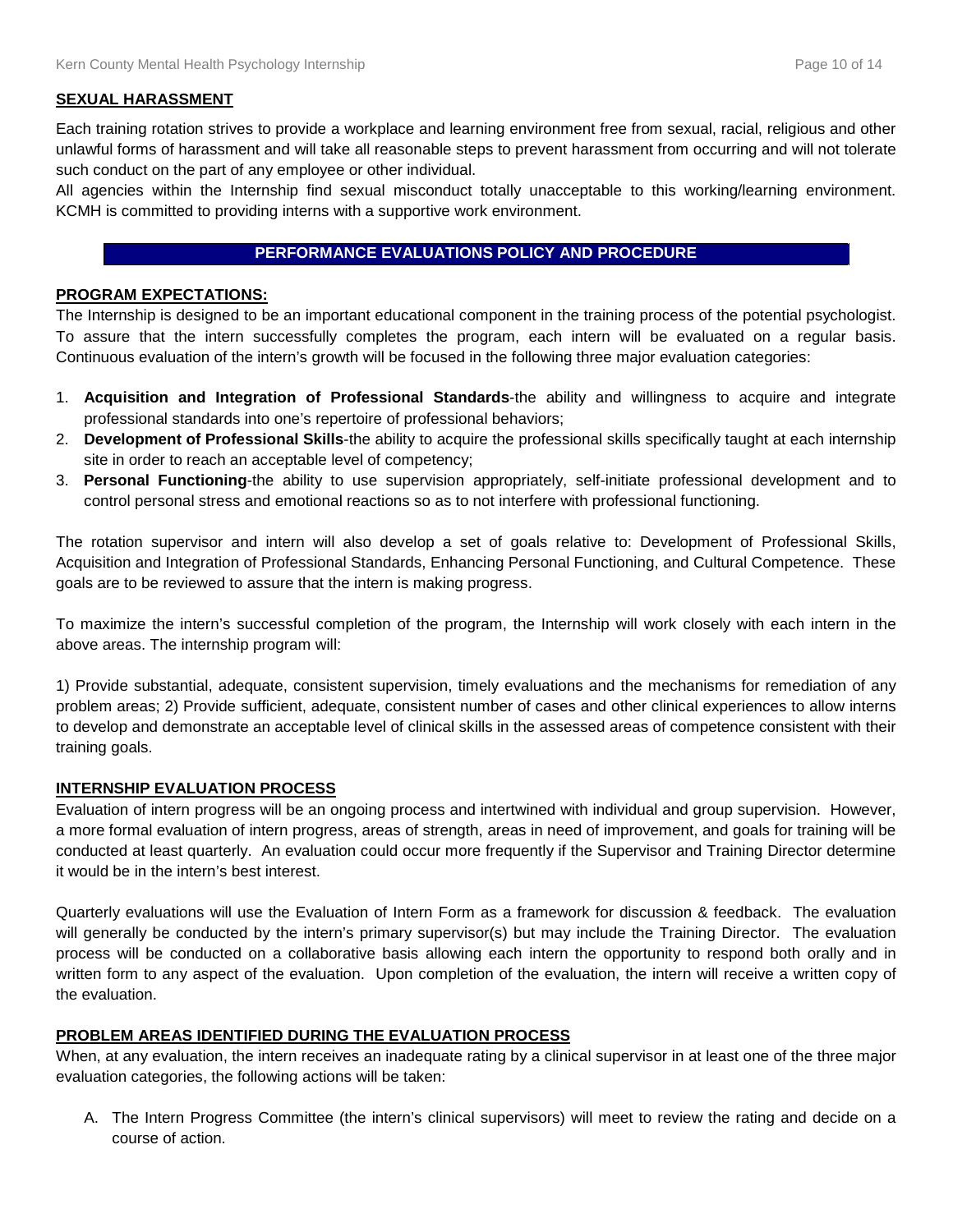## SEXUAL HARASSMENT

Each training rotation strives to provide a workplace and learning environment free from sexual, racial, religious and other unlawful forms of harassment and will take all reasonable steps to prevent harassment from occurring and will not tolerate such conduct on the part of any employee or other individual.

All agencies within the Internship find sexual misconduct totally unacceptable to this working/learning environment. KCMH is committed to providing interns with a supportive work environment.

# PERFORMANCE EVALUATIONS POLICY AND PROCEDURE

## PROGRAM EXPECTATIONS:

The Internship is designed to be an important educational component in the training process of the potential psychologist. To assure that the intern successfully completes the program, each intern will be evaluated on a regular basis. Continuous evaluation of the intern's growth will be focused in the following three major evaluation categories:

1. **Acquisition and Integration of Professional Standards**-the ability and willingness to acquire and integrate professional standards into one's repertoire of professional behaviors;
2. **Development of Professional Skills**-the ability to acquire the professional skills specifically taught at each internship site in order to reach an acceptable level of competency;
3. **Personal Functioning**-the ability to use supervision appropriately, self-initiate professional development and to control personal stress and emotional reactions so as to not interfere with professional functioning.

The rotation supervisor and intern will also develop a set of goals relative to: Development of Professional Skills, Acquisition and Integration of Professional Standards, Enhancing Personal Functioning, and Cultural Competence. These goals are to be reviewed to assure that the intern is making progress.

To maximize the intern's successful completion of the program, the Internship will work closely with each intern in the above areas. The internship program will:

1) Provide substantial, adequate, consistent supervision, timely evaluations and the mechanisms for remediation of any problem areas; 2) Provide sufficient, adequate, consistent number of cases and other clinical experiences to allow interns to develop and demonstrate an acceptable level of clinical skills in the assessed areas of competence consistent with their training goals.

## INTERNSHIP EVALUATION PROCESS

Evaluation of intern progress will be an ongoing process and intertwined with individual and group supervision. However, a more formal evaluation of intern progress, areas of strength, areas in need of improvement, and goals for training will be conducted at least quarterly. An evaluation could occur more frequently if the Supervisor and Training Director determine it would be in the intern's best interest.

Quarterly evaluations will use the Evaluation of Intern Form as a framework for discussion & feedback. The evaluation will generally be conducted by the intern's primary supervisor(s) but may include the Training Director. The evaluation process will be conducted on a collaborative basis allowing each intern the opportunity to respond both orally and in written form to any aspect of the evaluation. Upon completion of the evaluation, the intern will receive a written copy of the evaluation.

## PROBLEM AREAS IDENTIFIED DURING THE EVALUATION PROCESS

When, at any evaluation, the intern receives an inadequate rating by a clinical supervisor in at least one of the three major evaluation categories, the following actions will be taken:

A. The Intern Progress Committee (the intern's clinical supervisors) will meet to review the rating and decide on a course of action.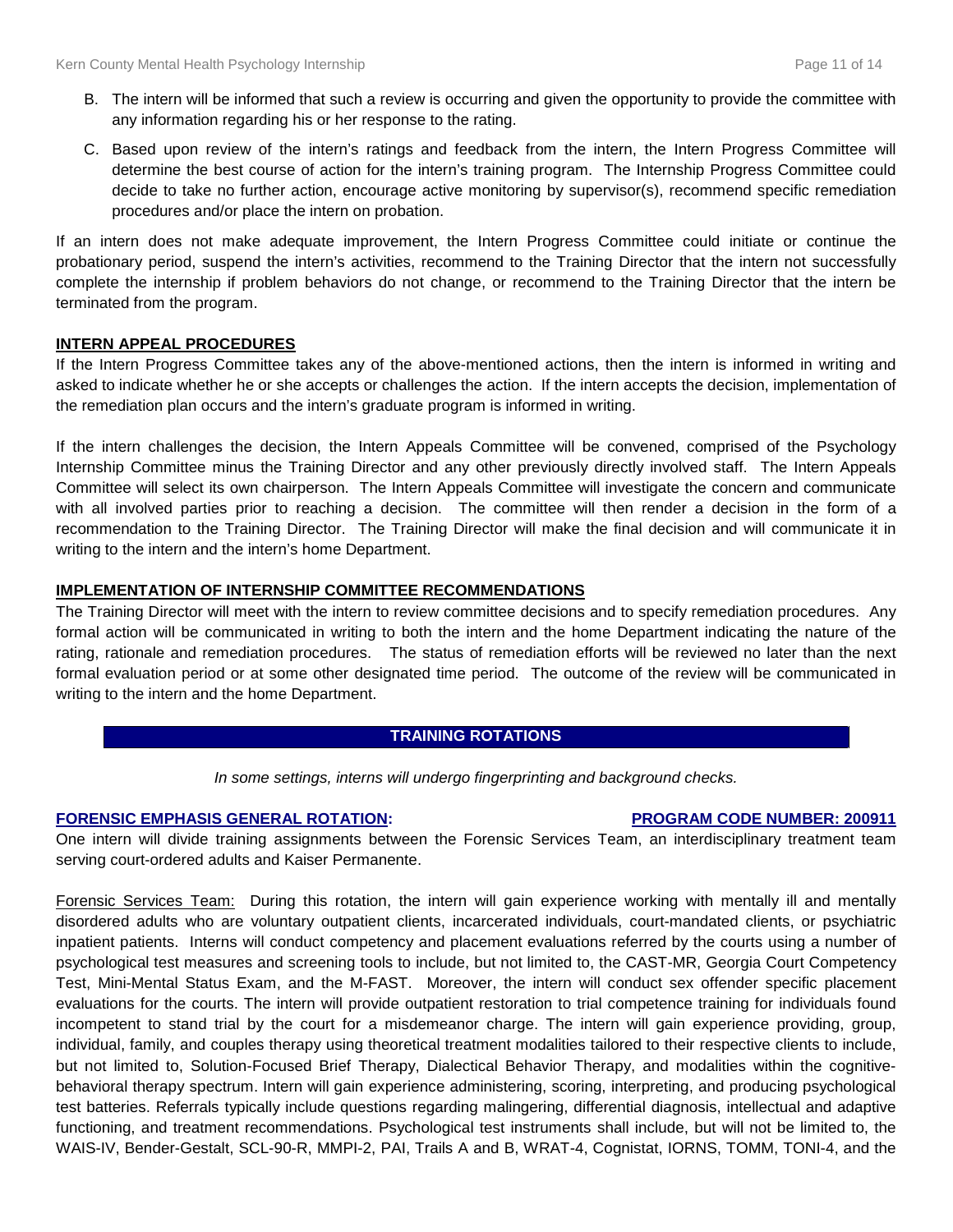B. The intern will be informed that such a review is occurring and given the opportunity to provide the committee with any information regarding his or her response to the rating.

C. Based upon review of the intern's ratings and feedback from the intern, the Intern Progress Committee will determine the best course of action for the intern's training program. The Internship Progress Committee could decide to take no further action, encourage active monitoring by supervisor(s), recommend specific remediation procedures and/or place the intern on probation.

If an intern does not make adequate improvement, the Intern Progress Committee could initiate or continue the probationary period, suspend the intern's activities, recommend to the Training Director that the intern not successfully complete the internship if problem behaviors do not change, or recommend to the Training Director that the intern be terminated from the program.

## INTERN APPEAL PROCEDURES

If the Intern Progress Committee takes any of the above-mentioned actions, then the intern is informed in writing and asked to indicate whether he or she accepts or challenges the action. If the intern accepts the decision, implementation of the remediation plan occurs and the intern's graduate program is informed in writing.

If the intern challenges the decision, the Intern Appeals Committee will be convened, comprised of the Psychology Internship Committee minus the Training Director and any other previously directly involved staff. The Intern Appeals Committee will select its own chairperson. The Intern Appeals Committee will investigate the concern and communicate with all involved parties prior to reaching a decision. The committee will then render a decision in the form of a recommendation to the Training Director. The Training Director will make the final decision and will communicate it in writing to the intern and the intern's home Department.

## IMPLEMENTATION OF INTERNSHIP COMMITTEE RECOMMENDATIONS

The Training Director will meet with the intern to review committee decisions and to specify remediation procedures. Any formal action will be communicated in writing to both the intern and the home Department indicating the nature of the rating, rationale and remediation procedures. The status of remediation efforts will be reviewed no later than the next formal evaluation period or at some other designated time period. The outcome of the review will be communicated in writing to the intern and the home Department.

# TRAINING ROTATIONS

*In some settings, interns will undergo fingerprinting and background checks.*

## FORENSIC EMPHASIS GENERAL ROTATION: PROGRAM CODE NUMBER: 200911

One intern will divide training assignments between the Forensic Services Team, an interdisciplinary treatment team serving court-ordered adults and Kaiser Permanente.

Forensic Services Team: During this rotation, the intern will gain experience working with mentally ill and mentally disordered adults who are voluntary outpatient clients, incarcerated individuals, court-mandated clients, or psychiatric inpatient patients. Interns will conduct competency and placement evaluations referred by the courts using a number of psychological test measures and screening tools to include, but not limited to, the CAST-MR, Georgia Court Competency Test, Mini-Mental Status Exam, and the M-FAST. Moreover, the intern will conduct sex offender specific placement evaluations for the courts. The intern will provide outpatient restoration to trial competence training for individuals found incompetent to stand trial by the court for a misdemeanor charge. The intern will gain experience providing, group, individual, family, and couples therapy using theoretical treatment modalities tailored to their respective clients to include, but not limited to, Solution-Focused Brief Therapy, Dialectical Behavior Therapy, and modalities within the cognitive-behavioral therapy spectrum. Intern will gain experience administering, scoring, interpreting, and producing psychological test batteries. Referrals typically include questions regarding malingering, differential diagnosis, intellectual and adaptive functioning, and treatment recommendations. Psychological test instruments shall include, but will not be limited to, the WAIS-IV, Bender-Gestalt, SCL-90-R, MMPI-2, PAI, Trails A and B, WRAT-4, Cognistat, IORNS, TOMM, TONI-4, and the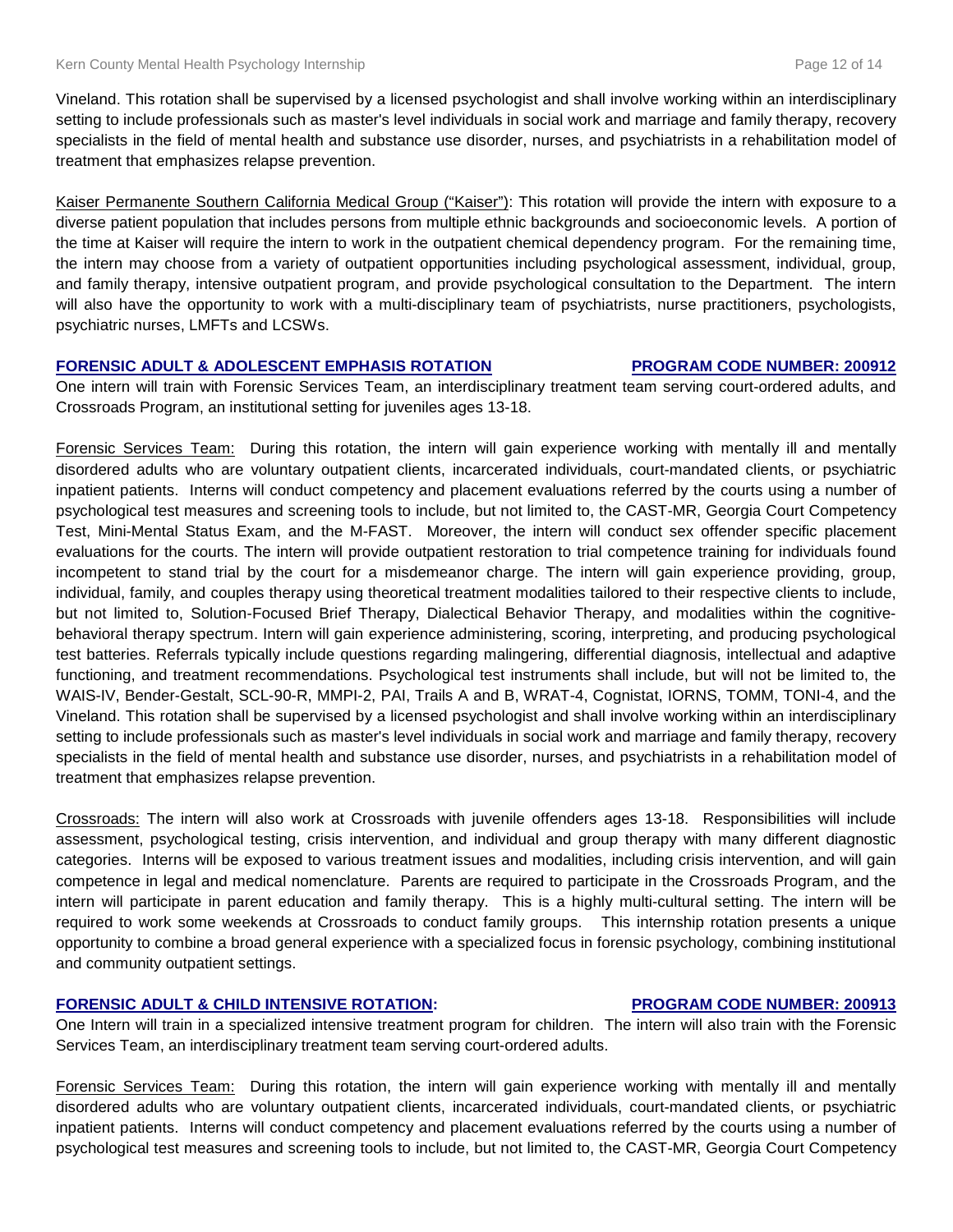Vineland. This rotation shall be supervised by a licensed psychologist and shall involve working within an interdisciplinary setting to include professionals such as master's level individuals in social work and marriage and family therapy, recovery specialists in the field of mental health and substance use disorder, nurses, and psychiatrists in a rehabilitation model of treatment that emphasizes relapse prevention.

Kaiser Permanente Southern California Medical Group ("Kaiser"): This rotation will provide the intern with exposure to a diverse patient population that includes persons from multiple ethnic backgrounds and socioeconomic levels. A portion of the time at Kaiser will require the intern to work in the outpatient chemical dependency program. For the remaining time, the intern may choose from a variety of outpatient opportunities including psychological assessment, individual, group, and family therapy, intensive outpatient program, and provide psychological consultation to the Department. The intern will also have the opportunity to work with a multi-disciplinary team of psychiatrists, nurse practitioners, psychologists, psychiatric nurses, LMFTs and LCSWs.

### FORENSIC ADULT & ADOLESCENT EMPHASIS ROTATION — PROGRAM CODE NUMBER: 200912

One intern will train with Forensic Services Team, an interdisciplinary treatment team serving court-ordered adults, and Crossroads Program, an institutional setting for juveniles ages 13-18.

Forensic Services Team: During this rotation, the intern will gain experience working with mentally ill and mentally disordered adults who are voluntary outpatient clients, incarcerated individuals, court-mandated clients, or psychiatric inpatient patients. Interns will conduct competency and placement evaluations referred by the courts using a number of psychological test measures and screening tools to include, but not limited to, the CAST-MR, Georgia Court Competency Test, Mini-Mental Status Exam, and the M-FAST. Moreover, the intern will conduct sex offender specific placement evaluations for the courts. The intern will provide outpatient restoration to trial competence training for individuals found incompetent to stand trial by the court for a misdemeanor charge. The intern will gain experience providing, group, individual, family, and couples therapy using theoretical treatment modalities tailored to their respective clients to include, but not limited to, Solution-Focused Brief Therapy, Dialectical Behavior Therapy, and modalities within the cognitive-behavioral therapy spectrum. Intern will gain experience administering, scoring, interpreting, and producing psychological test batteries. Referrals typically include questions regarding malingering, differential diagnosis, intellectual and adaptive functioning, and treatment recommendations. Psychological test instruments shall include, but will not be limited to, the WAIS-IV, Bender-Gestalt, SCL-90-R, MMPI-2, PAI, Trails A and B, WRAT-4, Cognistat, IORNS, TOMM, TONI-4, and the Vineland. This rotation shall be supervised by a licensed psychologist and shall involve working within an interdisciplinary setting to include professionals such as master's level individuals in social work and marriage and family therapy, recovery specialists in the field of mental health and substance use disorder, nurses, and psychiatrists in a rehabilitation model of treatment that emphasizes relapse prevention.

Crossroads: The intern will also work at Crossroads with juvenile offenders ages 13-18. Responsibilities will include assessment, psychological testing, crisis intervention, and individual and group therapy with many different diagnostic categories. Interns will be exposed to various treatment issues and modalities, including crisis intervention, and will gain competence in legal and medical nomenclature. Parents are required to participate in the Crossroads Program, and the intern will participate in parent education and family therapy. This is a highly multi-cultural setting. The intern will be required to work some weekends at Crossroads to conduct family groups. This internship rotation presents a unique opportunity to combine a broad general experience with a specialized focus in forensic psychology, combining institutional and community outpatient settings.

### FORENSIC ADULT & CHILD INTENSIVE ROTATION: — PROGRAM CODE NUMBER: 200913

One Intern will train in a specialized intensive treatment program for children. The intern will also train with the Forensic Services Team, an interdisciplinary treatment team serving court-ordered adults.

Forensic Services Team: During this rotation, the intern will gain experience working with mentally ill and mentally disordered adults who are voluntary outpatient clients, incarcerated individuals, court-mandated clients, or psychiatric inpatient patients. Interns will conduct competency and placement evaluations referred by the courts using a number of psychological test measures and screening tools to include, but not limited to, the CAST-MR, Georgia Court Competency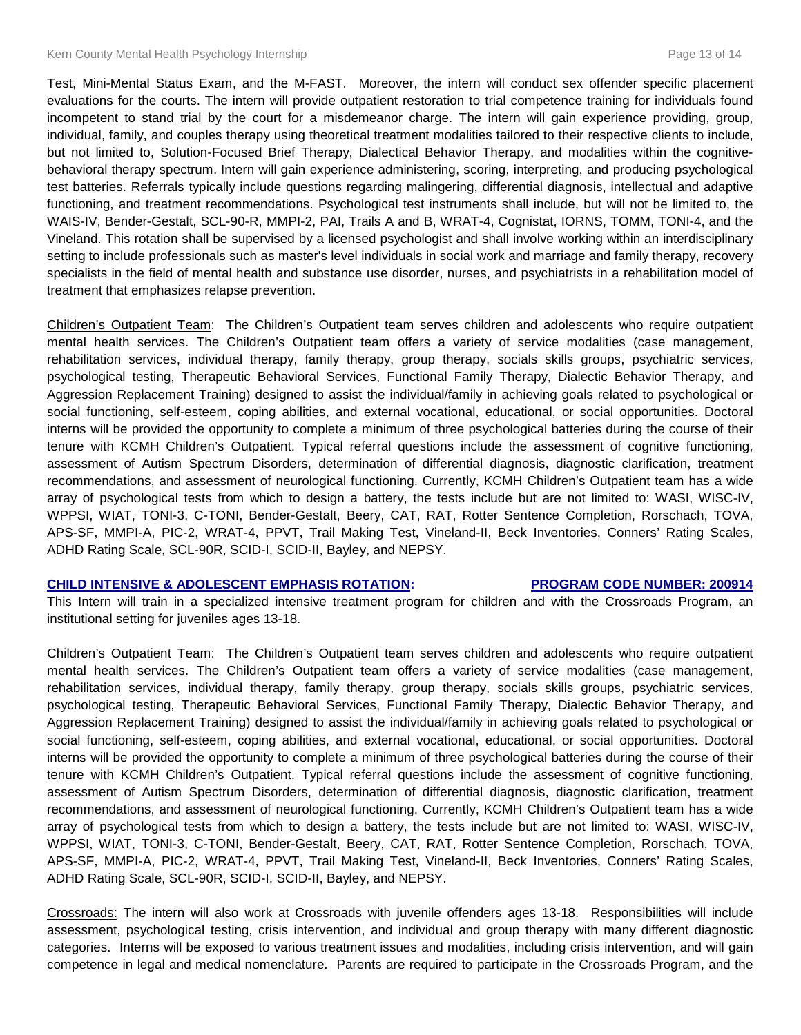Test, Mini-Mental Status Exam, and the M-FAST. Moreover, the intern will conduct sex offender specific placement evaluations for the courts. The intern will provide outpatient restoration to trial competence training for individuals found incompetent to stand trial by the court for a misdemeanor charge. The intern will gain experience providing, group, individual, family, and couples therapy using theoretical treatment modalities tailored to their respective clients to include, but not limited to, Solution-Focused Brief Therapy, Dialectical Behavior Therapy, and modalities within the cognitive-behavioral therapy spectrum. Intern will gain experience administering, scoring, interpreting, and producing psychological test batteries. Referrals typically include questions regarding malingering, differential diagnosis, intellectual and adaptive functioning, and treatment recommendations. Psychological test instruments shall include, but will not be limited to, the WAIS-IV, Bender-Gestalt, SCL-90-R, MMPI-2, PAI, Trails A and B, WRAT-4, Cognistat, IORNS, TOMM, TONI-4, and the Vineland. This rotation shall be supervised by a licensed psychologist and shall involve working within an interdisciplinary setting to include professionals such as master's level individuals in social work and marriage and family therapy, recovery specialists in the field of mental health and substance use disorder, nurses, and psychiatrists in a rehabilitation model of treatment that emphasizes relapse prevention.

Children's Outpatient Team: The Children's Outpatient team serves children and adolescents who require outpatient mental health services. The Children's Outpatient team offers a variety of service modalities (case management, rehabilitation services, individual therapy, family therapy, group therapy, socials skills groups, psychiatric services, psychological testing, Therapeutic Behavioral Services, Functional Family Therapy, Dialectic Behavior Therapy, and Aggression Replacement Training) designed to assist the individual/family in achieving goals related to psychological or social functioning, self-esteem, coping abilities, and external vocational, educational, or social opportunities. Doctoral interns will be provided the opportunity to complete a minimum of three psychological batteries during the course of their tenure with KCMH Children's Outpatient. Typical referral questions include the assessment of cognitive functioning, assessment of Autism Spectrum Disorders, determination of differential diagnosis, diagnostic clarification, treatment recommendations, and assessment of neurological functioning. Currently, KCMH Children's Outpatient team has a wide array of psychological tests from which to design a battery, the tests include but are not limited to: WASI, WISC-IV, WPPSI, WIAT, TONI-3, C-TONI, Bender-Gestalt, Beery, CAT, RAT, Rotter Sentence Completion, Rorschach, TOVA, APS-SF, MMPI-A, PIC-2, WRAT-4, PPVT, Trail Making Test, Vineland-II, Beck Inventories, Conners' Rating Scales, ADHD Rating Scale, SCL-90R, SCID-I, SCID-II, Bayley, and NEPSY.

**CHILD INTENSIVE & ADOLESCENT EMPHASIS ROTATION: PROGRAM CODE NUMBER: 200914**

This Intern will train in a specialized intensive treatment program for children and with the Crossroads Program, an institutional setting for juveniles ages 13-18.

Children's Outpatient Team: The Children's Outpatient team serves children and adolescents who require outpatient mental health services. The Children's Outpatient team offers a variety of service modalities (case management, rehabilitation services, individual therapy, family therapy, group therapy, socials skills groups, psychiatric services, psychological testing, Therapeutic Behavioral Services, Functional Family Therapy, Dialectic Behavior Therapy, and Aggression Replacement Training) designed to assist the individual/family in achieving goals related to psychological or social functioning, self-esteem, coping abilities, and external vocational, educational, or social opportunities. Doctoral interns will be provided the opportunity to complete a minimum of three psychological batteries during the course of their tenure with KCMH Children's Outpatient. Typical referral questions include the assessment of cognitive functioning, assessment of Autism Spectrum Disorders, determination of differential diagnosis, diagnostic clarification, treatment recommendations, and assessment of neurological functioning. Currently, KCMH Children's Outpatient team has a wide array of psychological tests from which to design a battery, the tests include but are not limited to: WASI, WISC-IV, WPPSI, WIAT, TONI-3, C-TONI, Bender-Gestalt, Beery, CAT, RAT, Rotter Sentence Completion, Rorschach, TOVA, APS-SF, MMPI-A, PIC-2, WRAT-4, PPVT, Trail Making Test, Vineland-II, Beck Inventories, Conners' Rating Scales, ADHD Rating Scale, SCL-90R, SCID-I, SCID-II, Bayley, and NEPSY.

Crossroads: The intern will also work at Crossroads with juvenile offenders ages 13-18. Responsibilities will include assessment, psychological testing, crisis intervention, and individual and group therapy with many different diagnostic categories. Interns will be exposed to various treatment issues and modalities, including crisis intervention, and will gain competence in legal and medical nomenclature. Parents are required to participate in the Crossroads Program, and the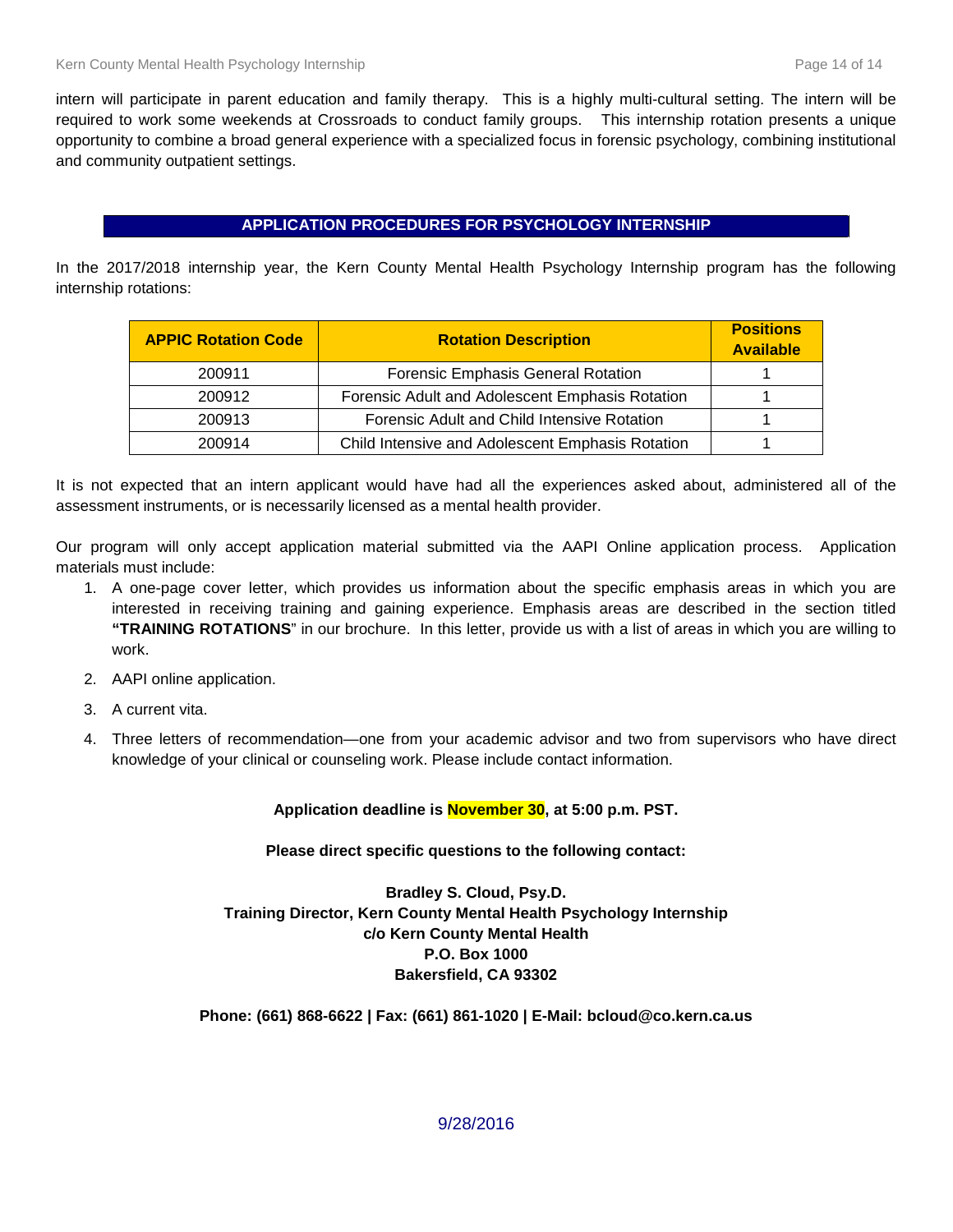intern will participate in parent education and family therapy. This is a highly multi-cultural setting. The intern will be required to work some weekends at Crossroads to conduct family groups. This internship rotation presents a unique opportunity to combine a broad general experience with a specialized focus in forensic psychology, combining institutional and community outpatient settings.

## APPLICATION PROCEDURES FOR PSYCHOLOGY INTERNSHIP

In the 2017/2018 internship year, the Kern County Mental Health Psychology Internship program has the following internship rotations:

| APPIC Rotation Code | Rotation Description | Positions Available |
|---|---|---|
| 200911 | Forensic Emphasis General Rotation | 1 |
| 200912 | Forensic Adult and Adolescent Emphasis Rotation | 1 |
| 200913 | Forensic Adult and Child Intensive Rotation | 1 |
| 200914 | Child Intensive and Adolescent Emphasis Rotation | 1 |

It is not expected that an intern applicant would have had all the experiences asked about, administered all of the assessment instruments, or is necessarily licensed as a mental health provider.

Our program will only accept application material submitted via the AAPI Online application process. Application materials must include:

1. A one-page cover letter, which provides us information about the specific emphasis areas in which you are interested in receiving training and gaining experience. Emphasis areas are described in the section titled **"TRAINING ROTATIONS**" in our brochure. In this letter, provide us with a list of areas in which you are willing to work.
2. AAPI online application.
3. A current vita.
4. Three letters of recommendation—one from your academic advisor and two from supervisors who have direct knowledge of your clinical or counseling work. Please include contact information.

**Application deadline is November 30, at 5:00 p.m. PST.**

**Please direct specific questions to the following contact:**

**Bradley S. Cloud, Psy.D.**
**Training Director, Kern County Mental Health Psychology Internship**
**c/o Kern County Mental Health**
**P.O. Box 1000**
**Bakersfield, CA 93302**

**Phone: (661) 868-6622 | Fax: (661) 861-1020 | E-Mail: bcloud@co.kern.ca.us**

9/28/2016